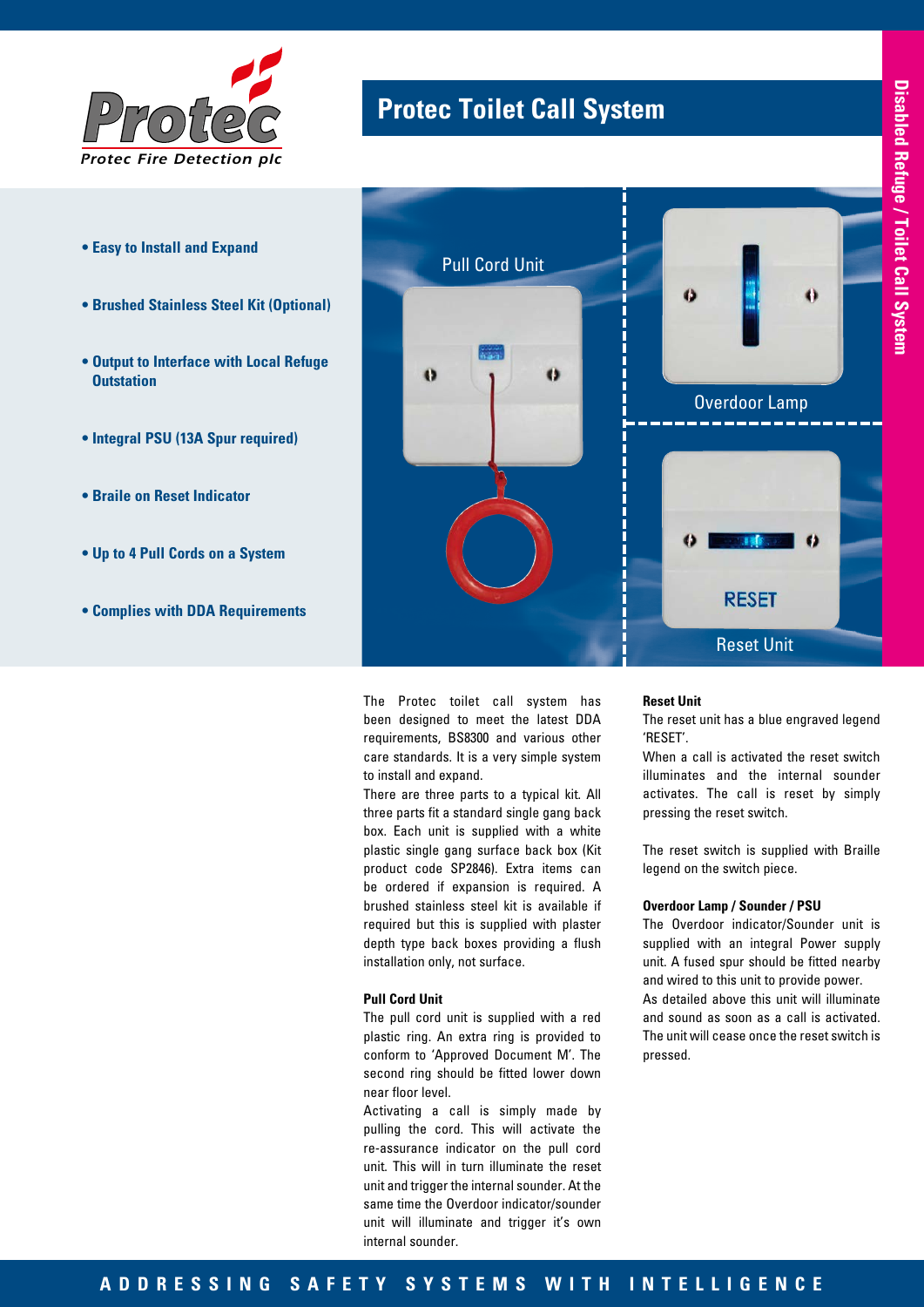Protec

Protec Fire Detection plc

# Protec Toilet Call System

Disabled Refuge / Toilet Call System

- **Easy to Install and Expand**
- **Brushed Stainless Steel Kit (Optional)**
- **Output to Interface with Local Refuge Outstation**
- **Integral PSU (13A Spur required)**
- **Braile on Reset Indicator**
- **Up to 4 Pull Cords on a System**
- **Complies with DDA Requirements**

Pull Cord Unit

Overdoor Lamp

Reset Unit

The Protec toilet call system has been designed to meet the latest DDA requirements, BS8300 and various other care standards. It is a very simple system to install and expand.

There are three parts to a typical kit. All three parts fit a standard single gang back box. Each unit is supplied with a white plastic single gang surface back box (Kit product code SP2846). Extra items can be ordered if expansion is required. A brushed stainless steel kit is available if required but this is supplied with plaster depth type back boxes providing a flush installation only, not surface.

### Pull Cord Unit

The pull cord unit is supplied with a red plastic ring. An extra ring is provided to conform to 'Approved Document M'. The second ring should be fitted lower down near floor level.

Activating a call is simply made by pulling the cord. This will activate the re-assurance indicator on the pull cord unit. This will in turn illuminate the reset unit and trigger the internal sounder. At the same time the Overdoor indicator/sounder unit will illuminate and trigger it's own internal sounder.

### Reset Unit

The reset unit has a blue engraved legend 'RESET'.

When a call is activated the reset switch illuminates and the internal sounder activates. The call is reset by simply pressing the reset switch.

The reset switch is supplied with Braille legend on the switch piece.

### Overdoor Lamp / Sounder / PSU

The Overdoor indicator/Sounder unit is supplied with an integral Power supply unit. A fused spur should be fitted nearby and wired to this unit to provide power.

As detailed above this unit will illuminate and sound as soon as a call is activated. The unit will cease once the reset switch is pressed.

ADDRESSING SAFETY SYSTEMS WITH INTELLIGENCE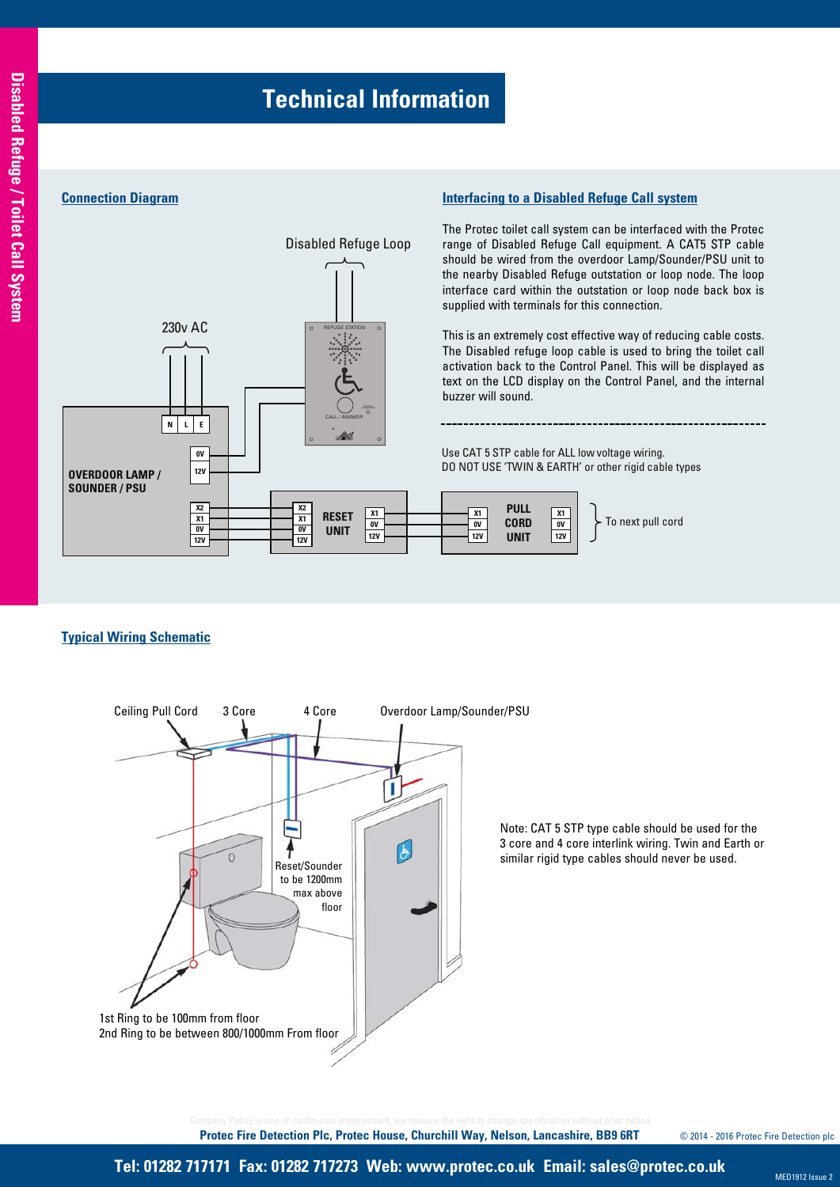# Technical Information

## Connection Diagram

Disabled Refuge Loop

230v AC

N L E

OVERDOOR LAMP / SOUNDER / PSU

0V
12V

X2
X1
0V
12V

RESET UNIT

X2
X1
0V
12V

X1
0V
12V

PULL CORD UNIT

X1
0V
12V

X1
0V
12V

To next pull cord

REFUGE STATION

CALL / ANSWER

## Interfacing to a Disabled Refuge Call system

The Protec toilet call system can be interfaced with the Protec range of Disabled Refuge Call equipment. A CAT5 STP cable should be wired from the overdoor Lamp/Sounder/PSU unit to the nearby Disabled Refuge outstation or loop node. The loop interface card within the outstation or loop node back box is supplied with terminals for this connection.

This is an extremely cost effective way of reducing cable costs. The Disabled refuge loop cable is used to bring the toilet call activation back to the Control Panel. This will be displayed as text on the LCD display on the Control Panel, and the internal buzzer will sound.

Use CAT 5 STP cable for ALL low voltage wiring.
DO NOT USE 'TWIN & EARTH' or other rigid cable types

## Typical Wiring Schematic

Ceiling Pull Cord

3 Core

4 Core

Overdoor Lamp/Sounder/PSU

Reset/Sounder to be 1200mm max above floor

1st Ring to be 100mm from floor
2nd Ring to be between 800/1000mm From floor

Note: CAT 5 STP type cable should be used for the 3 core and 4 core interlink wiring. Twin and Earth or similar rigid type cables should never be used.

Company Policy is one of continuous improvement, we reserve the right to change specification without prior notice

**Protec Fire Detection Plc, Protec House, Churchill Way, Nelson, Lancashire, BB9 6RT**

© 2014 - 2016 Protec Fire Detection plc

**Tel: 01282 717171 Fax: 01282 717273 Web: www.protec.co.uk Email: sales@protec.co.uk**

MED1912 Issue 2